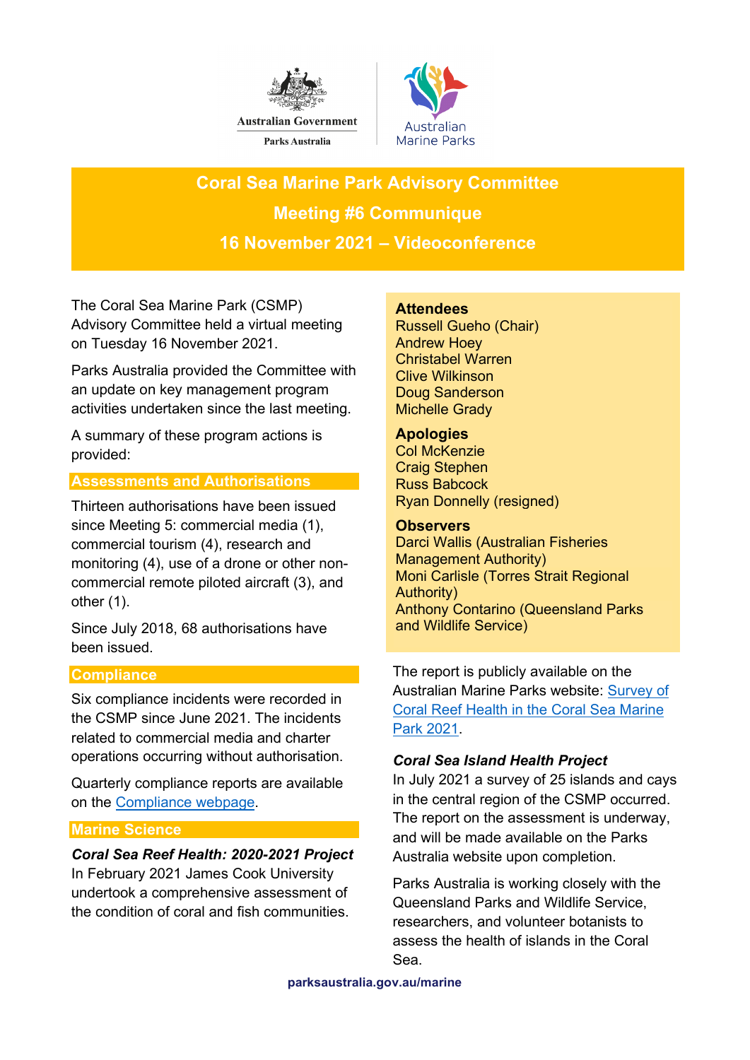# Coral Sea Marine Park Advisory Committee

## Meeting #6 Communique

## 16 November 2021 – Videoconference

The Coral Sea Marine Park (CSMP) Advisory Committee held a virtual meeting on Tuesday 16 November 2021.

Parks Australia provided the Committee with an update on key management program activities undertaken since the last meeting.

A summary of these program actions is provided:

**Attendees**
Russell Gueho (Chair)
Andrew Hoey
Christabel Warren
Clive Wilkinson
Doug Sanderson
Michelle Grady

**Apologies**
Col McKenzie
Craig Stephen
Russ Babcock
Ryan Donnelly (resigned)

**Observers**
Darci Wallis (Australian Fisheries Management Authority)
Moni Carlisle (Torres Strait Regional Authority)
Anthony Contarino (Queensland Parks and Wildlife Service)

### Assessments and Authorisations

Thirteen authorisations have been issued since Meeting 5: commercial media (1), commercial tourism (4), research and monitoring (4), use of a drone or other non-commercial remote piloted aircraft (3), and other (1).

Since July 2018, 68 authorisations have been issued.

### Compliance

Six compliance incidents were recorded in the CSMP since June 2021. The incidents related to commercial media and charter operations occurring without authorisation.

Quarterly compliance reports are available on the Compliance webpage.

### Marine Science

***Coral Sea Reef Health: 2020-2021 Project***

In February 2021 James Cook University undertook a comprehensive assessment of the condition of coral and fish communities.

The report is publicly available on the Australian Marine Parks website: Survey of Coral Reef Health in the Coral Sea Marine Park 2021.

***Coral Sea Island Health Project***

In July 2021 a survey of 25 islands and cays in the central region of the CSMP occurred. The report on the assessment is underway, and will be made available on the Parks Australia website upon completion.

Parks Australia is working closely with the Queensland Parks and Wildlife Service, researchers, and volunteer botanists to assess the health of islands in the Coral Sea.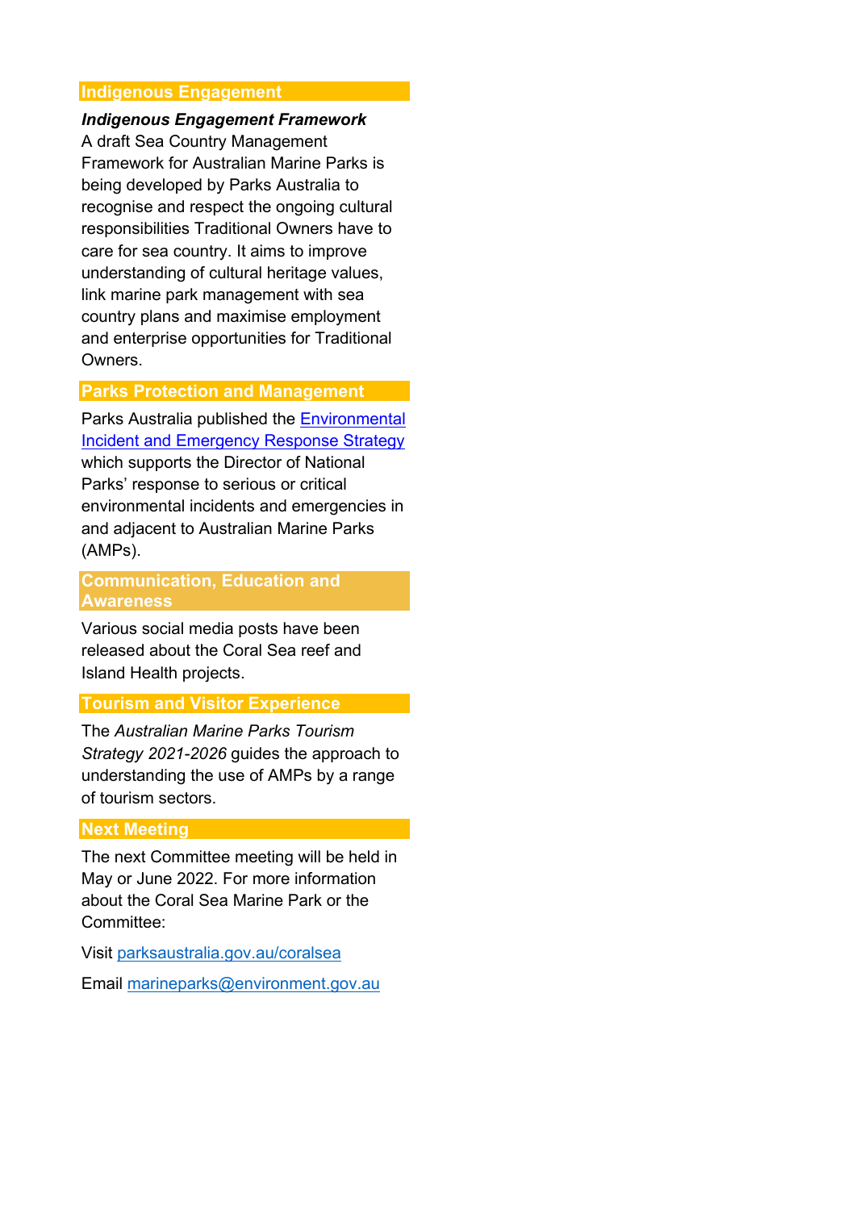## Indigenous Engagement

***Indigenous Engagement Framework***

A draft Sea Country Management Framework for Australian Marine Parks is being developed by Parks Australia to recognise and respect the ongoing cultural responsibilities Traditional Owners have to care for sea country. It aims to improve understanding of cultural heritage values, link marine park management with sea country plans and maximise employment and enterprise opportunities for Traditional Owners.

## Parks Protection and Management

Parks Australia published the Environmental Incident and Emergency Response Strategy which supports the Director of National Parks' response to serious or critical environmental incidents and emergencies in and adjacent to Australian Marine Parks (AMPs).

## Communication, Education and Awareness

Various social media posts have been released about the Coral Sea reef and Island Health projects.

## Tourism and Visitor Experience

The *Australian Marine Parks Tourism Strategy 2021-2026* guides the approach to understanding the use of AMPs by a range of tourism sectors.

## Next Meeting

The next Committee meeting will be held in May or June 2022. For more information about the Coral Sea Marine Park or the Committee:

Visit parksaustralia.gov.au/coralsea

Email marineparks@environment.gov.au